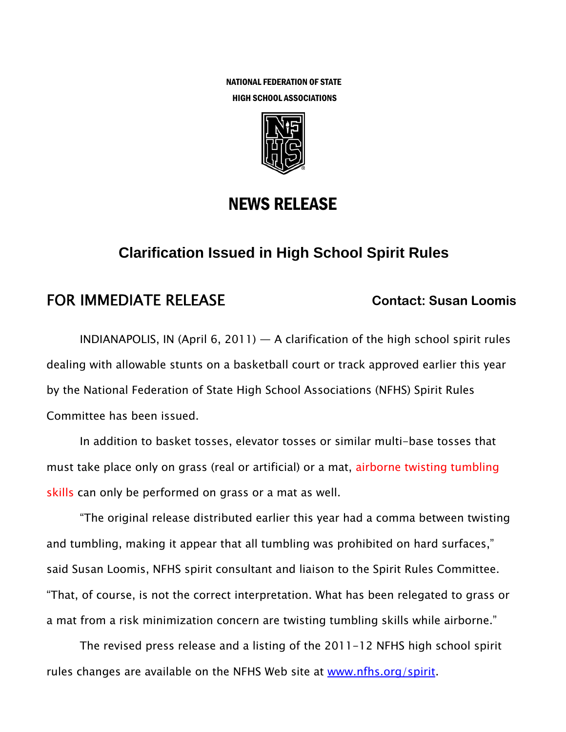NATIONAL FEDERATION OF STATE
HIGH SCHOOL ASSOCIATIONS

# NEWS RELEASE

## Clarification Issued in High School Spirit Rules

**FOR IMMEDIATE RELEASE** **Contact: Susan Loomis**

INDIANAPOLIS, IN (April 6, 2011) — A clarification of the high school spirit rules dealing with allowable stunts on a basketball court or track approved earlier this year by the National Federation of State High School Associations (NFHS) Spirit Rules Committee has been issued.

In addition to basket tosses, elevator tosses or similar multi-base tosses that must take place only on grass (real or artificial) or a mat, airborne twisting tumbling skills can only be performed on grass or a mat as well.

"The original release distributed earlier this year had a comma between twisting and tumbling, making it appear that all tumbling was prohibited on hard surfaces," said Susan Loomis, NFHS spirit consultant and liaison to the Spirit Rules Committee. "That, of course, is not the correct interpretation. What has been relegated to grass or a mat from a risk minimization concern are twisting tumbling skills while airborne."

The revised press release and a listing of the 2011-12 NFHS high school spirit rules changes are available on the NFHS Web site at [www.nfhs.org/spirit](www.nfhs.org/spirit).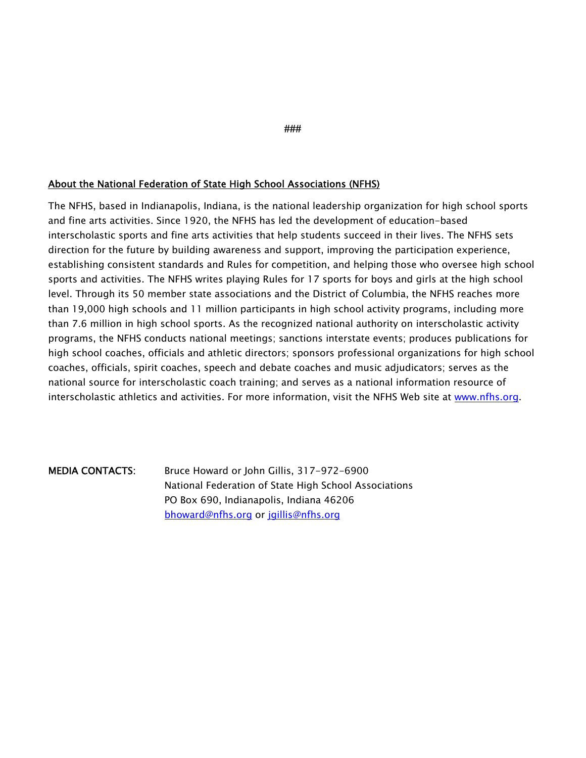###

**About the National Federation of State High School Associations (NFHS)**

The NFHS, based in Indianapolis, Indiana, is the national leadership organization for high school sports and fine arts activities. Since 1920, the NFHS has led the development of education-based interscholastic sports and fine arts activities that help students succeed in their lives. The NFHS sets direction for the future by building awareness and support, improving the participation experience, establishing consistent standards and Rules for competition, and helping those who oversee high school sports and activities. The NFHS writes playing Rules for 17 sports for boys and girls at the high school level. Through its 50 member state associations and the District of Columbia, the NFHS reaches more than 19,000 high schools and 11 million participants in high school activity programs, including more than 7.6 million in high school sports. As the recognized national authority on interscholastic activity programs, the NFHS conducts national meetings; sanctions interstate events; produces publications for high school coaches, officials and athletic directors; sponsors professional organizations for high school coaches, officials, spirit coaches, speech and debate coaches and music adjudicators; serves as the national source for interscholastic coach training; and serves as a national information resource of interscholastic athletics and activities. For more information, visit the NFHS Web site at www.nfhs.org.

**MEDIA CONTACTS:** Bruce Howard or John Gillis, 317-972-6900
National Federation of State High School Associations
PO Box 690, Indianapolis, Indiana 46206
bhoward@nfhs.org or jgillis@nfhs.org